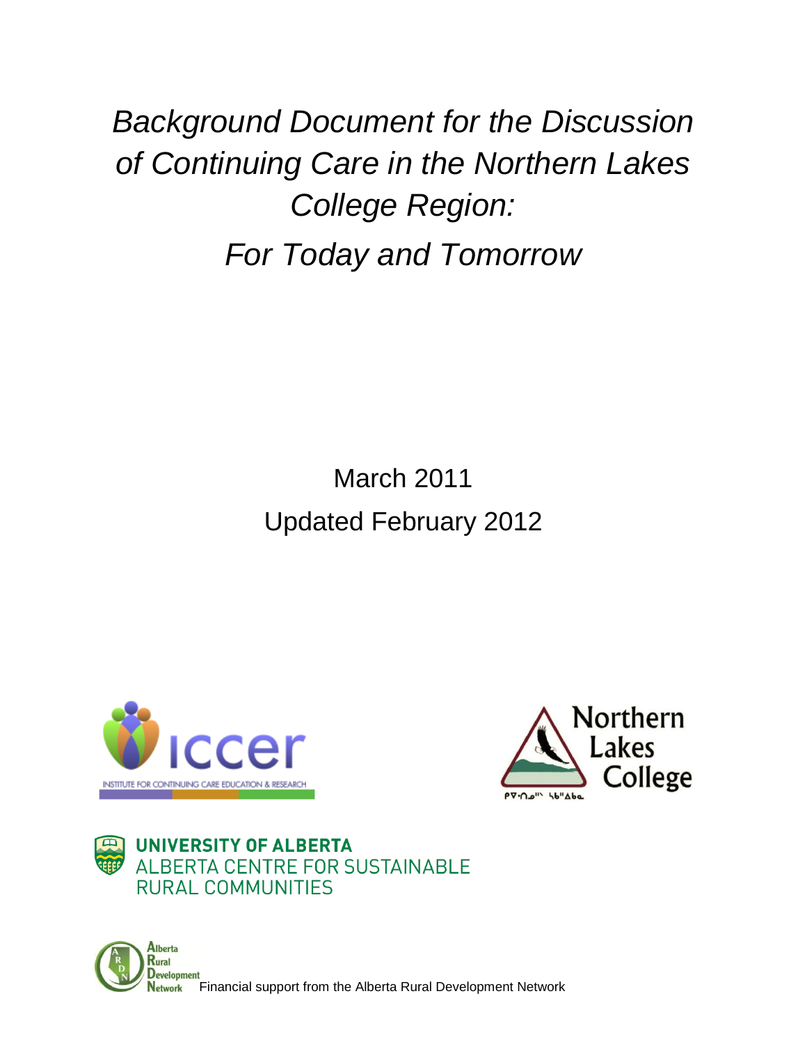# *Background Document for the Discussion of Continuing Care in the Northern Lakes College Region: For Today and Tomorrow*

March 2011

Updated February 2012

iccer

INSTITUTE FOR CONTINUING CARE EDUCATION & RESEARCH

Northern Lakes College

UNIVERSITY OF ALBERTA
ALBERTA CENTRE FOR SUSTAINABLE RURAL COMMUNITIES

Alberta Rural Development Network

Financial support from the Alberta Rural Development Network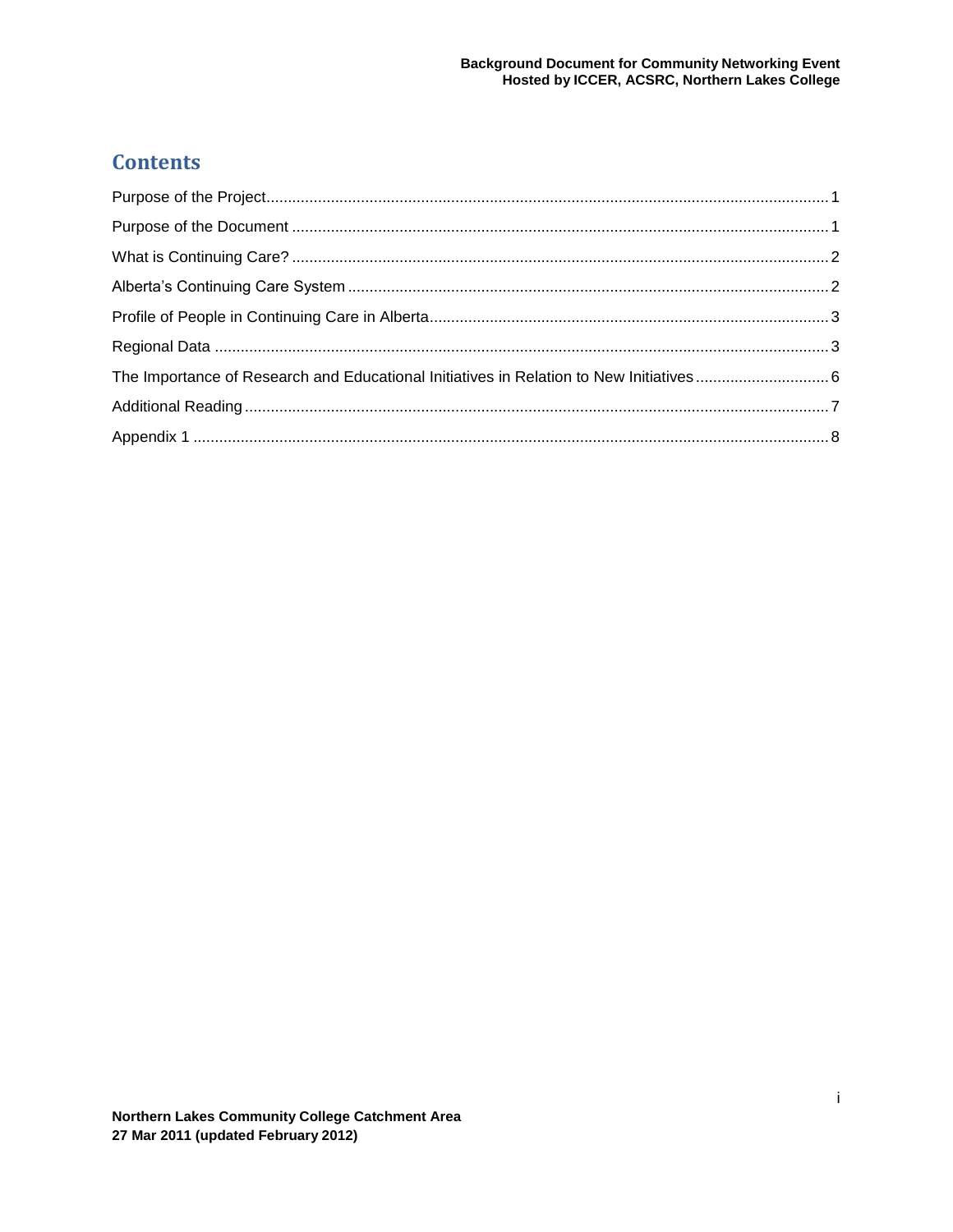## Contents

Purpose of the Project .......... 1

Purpose of the Document .......... 1

What is Continuing Care? .......... 2

Alberta's Continuing Care System .......... 2

Profile of People in Continuing Care in Alberta .......... 3

Regional Data .......... 3

The Importance of Research and Educational Initiatives in Relation to New Initiatives .......... 6

Additional Reading .......... 7

Appendix 1 .......... 8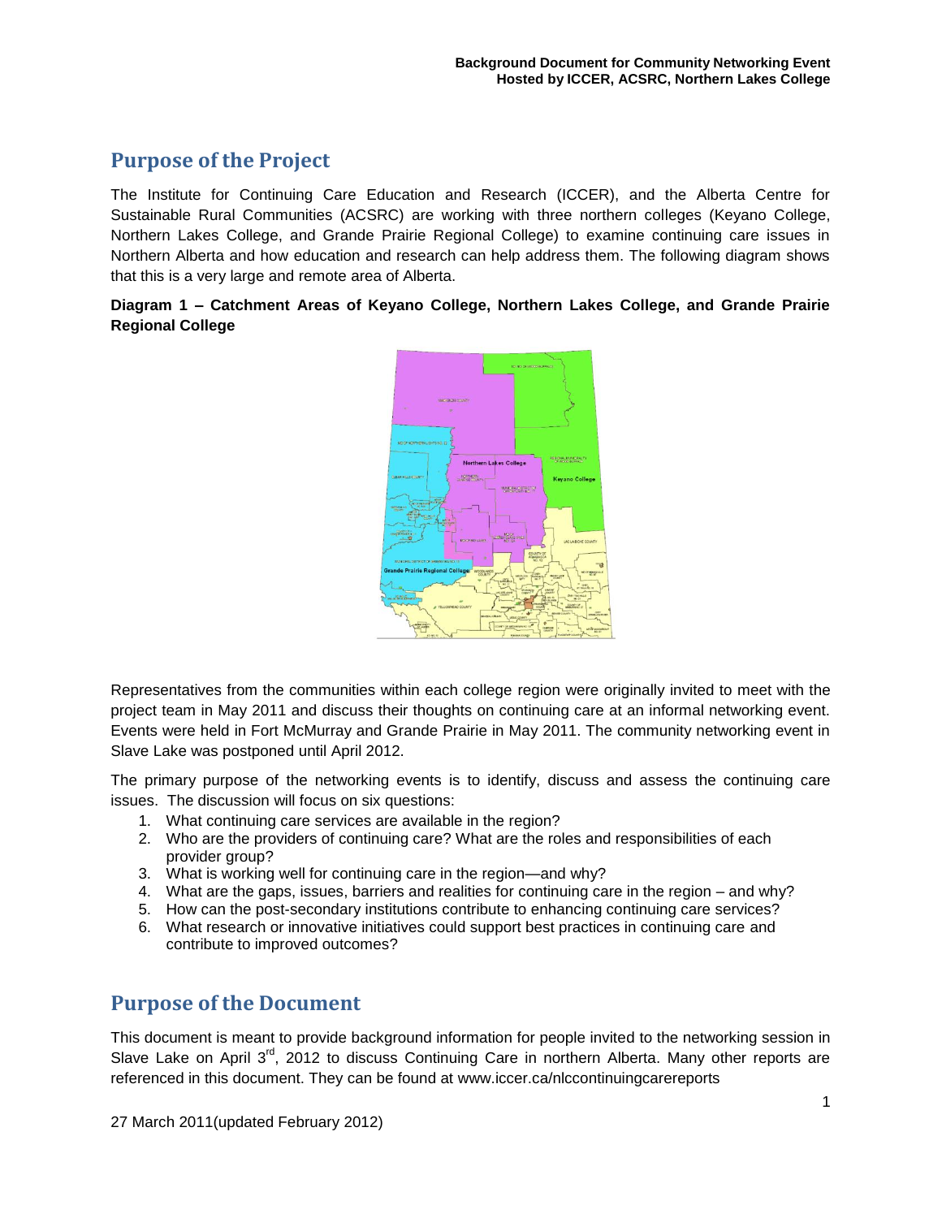## Purpose of the Project

The Institute for Continuing Care Education and Research (ICCER), and the Alberta Centre for Sustainable Rural Communities (ACSRC) are working with three northern colleges (Keyano College, Northern Lakes College, and Grande Prairie Regional College) to examine continuing care issues in Northern Alberta and how education and research can help address them. The following diagram shows that this is a very large and remote area of Alberta.

**Diagram 1 – Catchment Areas of Keyano College, Northern Lakes College, and Grande Prairie Regional College**

Northern Lakes College

Keyano College

Grande Prairie Regional College

Representatives from the communities within each college region were originally invited to meet with the project team in May 2011 and discuss their thoughts on continuing care at an informal networking event. Events were held in Fort McMurray and Grande Prairie in May 2011. The community networking event in Slave Lake was postponed until April 2012.

The primary purpose of the networking events is to identify, discuss and assess the continuing care issues. The discussion will focus on six questions:

1. What continuing care services are available in the region?
2. Who are the providers of continuing care? What are the roles and responsibilities of each provider group?
3. What is working well for continuing care in the region—and why?
4. What are the gaps, issues, barriers and realities for continuing care in the region – and why?
5. How can the post-secondary institutions contribute to enhancing continuing care services?
6. What research or innovative initiatives could support best practices in continuing care and contribute to improved outcomes?

## Purpose of the Document

This document is meant to provide background information for people invited to the networking session in Slave Lake on April 3rd, 2012 to discuss Continuing Care in northern Alberta. Many other reports are referenced in this document. They can be found at www.iccer.ca/nlccontinuingcarereports

27 March 2011(updated February 2012)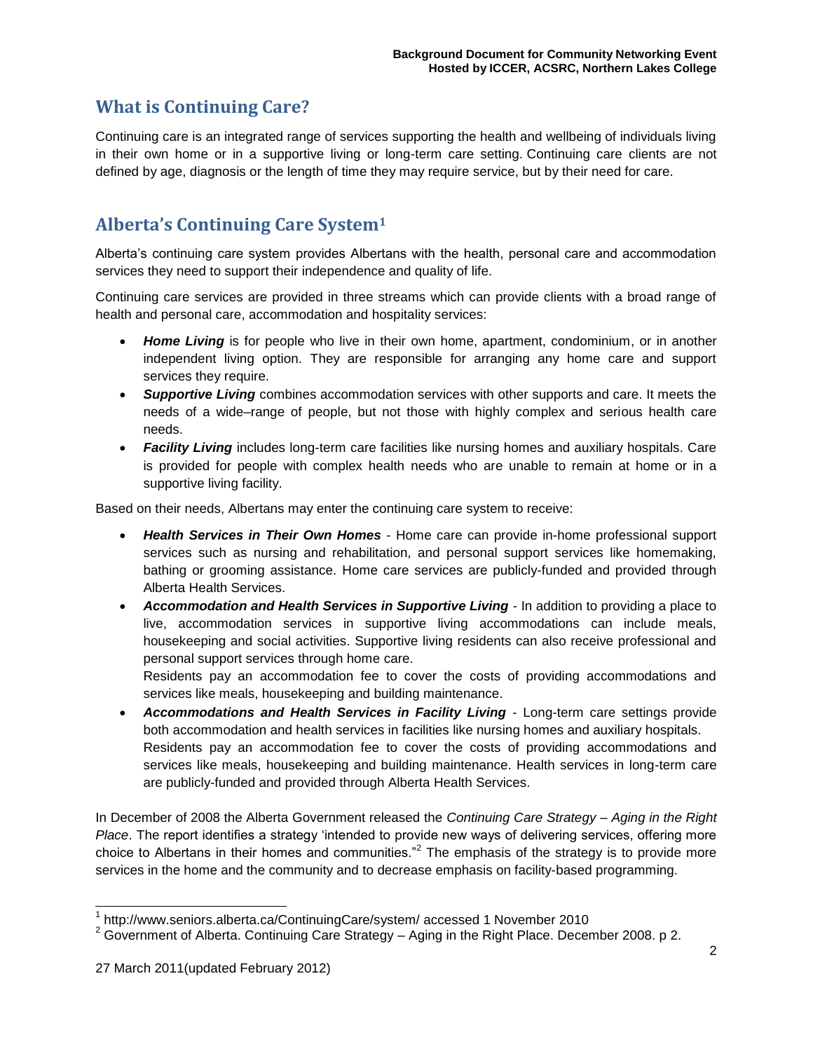## What is Continuing Care?

Continuing care is an integrated range of services supporting the health and wellbeing of individuals living in their own home or in a supportive living or long-term care setting. Continuing care clients are not defined by age, diagnosis or the length of time they may require service, but by their need for care.

## Alberta's Continuing Care System[1]

Alberta's continuing care system provides Albertans with the health, personal care and accommodation services they need to support their independence and quality of life.

Continuing care services are provided in three streams which can provide clients with a broad range of health and personal care, accommodation and hospitality services:

- ***Home Living*** is for people who live in their own home, apartment, condominium, or in another independent living option. They are responsible for arranging any home care and support services they require.
- ***Supportive Living*** combines accommodation services with other supports and care. It meets the needs of a wide–range of people, but not those with highly complex and serious health care needs.
- ***Facility Living*** includes long-term care facilities like nursing homes and auxiliary hospitals. Care is provided for people with complex health needs who are unable to remain at home or in a supportive living facility.

Based on their needs, Albertans may enter the continuing care system to receive:

- ***Health Services in Their Own Homes*** - Home care can provide in-home professional support services such as nursing and rehabilitation, and personal support services like homemaking, bathing or grooming assistance. Home care services are publicly-funded and provided through Alberta Health Services.
- ***Accommodation and Health Services in Supportive Living*** - In addition to providing a place to live, accommodation services in supportive living accommodations can include meals, housekeeping and social activities. Supportive living residents can also receive professional and personal support services through home care.
  Residents pay an accommodation fee to cover the costs of providing accommodations and services like meals, housekeeping and building maintenance.
- ***Accommodations and Health Services in Facility Living*** - Long-term care settings provide both accommodation and health services in facilities like nursing homes and auxiliary hospitals.
  Residents pay an accommodation fee to cover the costs of providing accommodations and services like meals, housekeeping and building maintenance. Health services in long-term care are publicly-funded and provided through Alberta Health Services.

In December of 2008 the Alberta Government released the *Continuing Care Strategy – Aging in the Right Place*. The report identifies a strategy 'intended to provide new ways of delivering services, offering more choice to Albertans in their homes and communities."[2] The emphasis of the strategy is to provide more services in the home and the community and to decrease emphasis on facility-based programming.

---

[1] http://www.seniors.alberta.ca/ContinuingCare/system/ accessed 1 November 2010

[2] Government of Alberta. Continuing Care Strategy – Aging in the Right Place. December 2008. p 2.

27 March 2011(updated February 2012)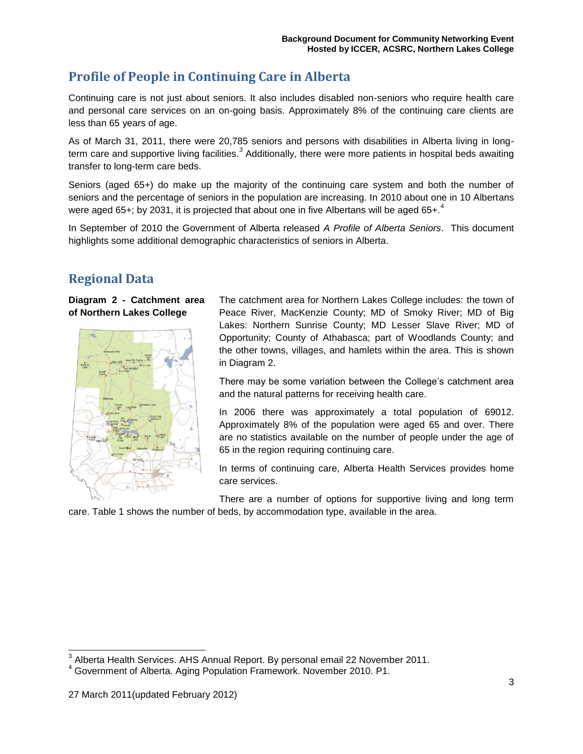## Profile of People in Continuing Care in Alberta

Continuing care is not just about seniors. It also includes disabled non-seniors who require health care and personal care services on an on-going basis. Approximately 8% of the continuing care clients are less than 65 years of age.

As of March 31, 2011, there were 20,785 seniors and persons with disabilities in Alberta living in long-term care and supportive living facilities.[3] Additionally, there were more patients in hospital beds awaiting transfer to long-term care beds.

Seniors (aged 65+) do make up the majority of the continuing care system and both the number of seniors and the percentage of seniors in the population are increasing. In 2010 about one in 10 Albertans were aged 65+; by 2031, it is projected that about one in five Albertans will be aged 65+.[4]

In September of 2010 the Government of Alberta released *A Profile of Alberta Seniors*. This document highlights some additional demographic characteristics of seniors in Alberta.

## Regional Data

**Diagram 2 - Catchment area of Northern Lakes College**

The catchment area for Northern Lakes College includes: the town of Peace River, MacKenzie County; MD of Smoky River; MD of Big Lakes: Northern Sunrise County; MD Lesser Slave River; MD of Opportunity; County of Athabasca; part of Woodlands County; and the other towns, villages, and hamlets within the area. This is shown in Diagram 2.

There may be some variation between the College's catchment area and the natural patterns for receiving health care.

In 2006 there was approximately a total population of 69012. Approximately 8% of the population were aged 65 and over. There are no statistics available on the number of people under the age of 65 in the region requiring continuing care.

In terms of continuing care, Alberta Health Services provides home care services.

There are a number of options for supportive living and long term care. Table 1 shows the number of beds, by accommodation type, available in the area.

---

[3] Alberta Health Services. AHS Annual Report. By personal email 22 November 2011.

[4] Government of Alberta. Aging Population Framework. November 2010. P1.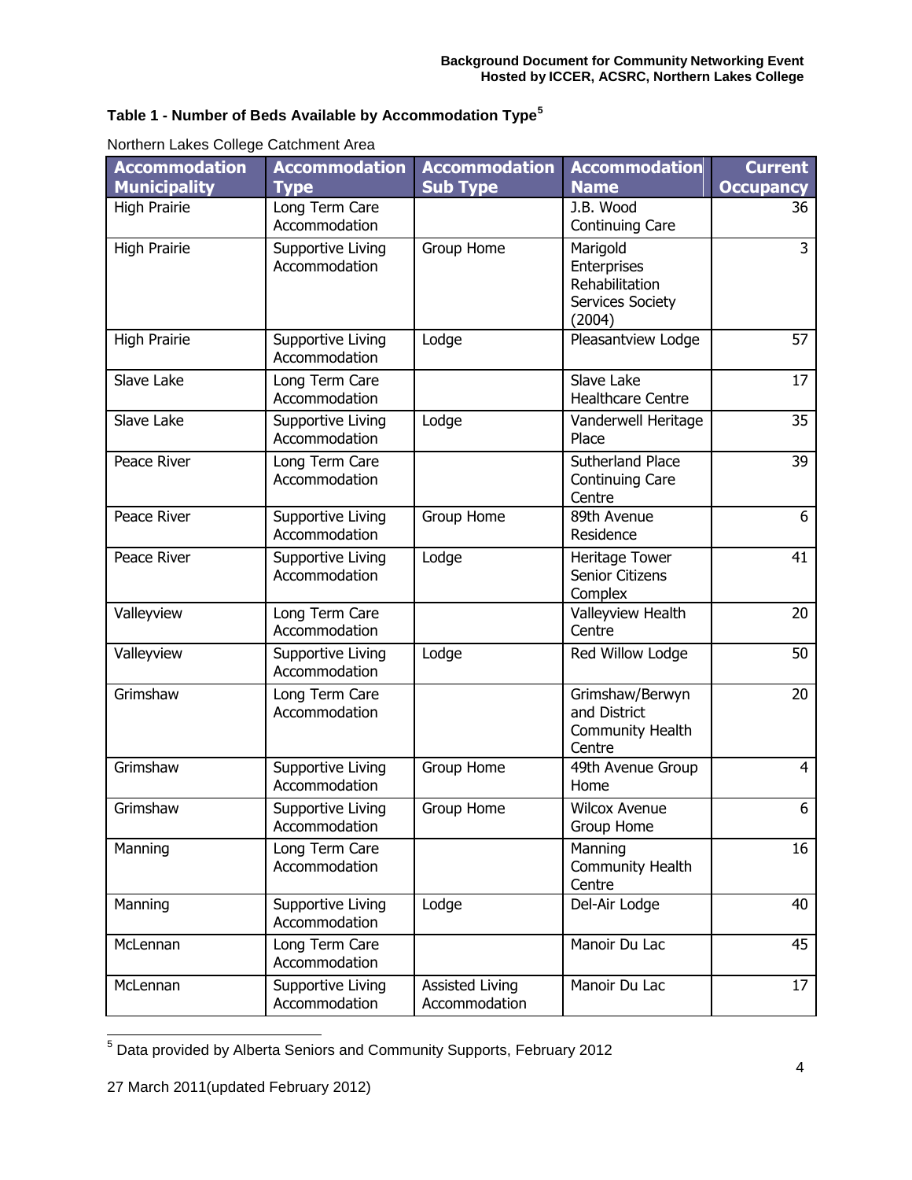**Table 1 - Number of Beds Available by Accommodation Type**[5]

Northern Lakes College Catchment Area

| Accommodation Municipality | Accommodation Type | Accommodation Sub Type | Accommodation Name | Current Occupancy |
|---|---|---|---|---|
| High Prairie | Long Term Care Accommodation | | J.B. Wood Continuing Care | 36 |
| High Prairie | Supportive Living Accommodation | Group Home | Marigold Enterprises Rehabilitation Services Society (2004) | 3 |
| High Prairie | Supportive Living Accommodation | Lodge | Pleasantview Lodge | 57 |
| Slave Lake | Long Term Care Accommodation | | Slave Lake Healthcare Centre | 17 |
| Slave Lake | Supportive Living Accommodation | Lodge | Vanderwell Heritage Place | 35 |
| Peace River | Long Term Care Accommodation | | Sutherland Place Continuing Care Centre | 39 |
| Peace River | Supportive Living Accommodation | Group Home | 89th Avenue Residence | 6 |
| Peace River | Supportive Living Accommodation | Lodge | Heritage Tower Senior Citizens Complex | 41 |
| Valleyview | Long Term Care Accommodation | | Valleyview Health Centre | 20 |
| Valleyview | Supportive Living Accommodation | Lodge | Red Willow Lodge | 50 |
| Grimshaw | Long Term Care Accommodation | | Grimshaw/Berwyn and District Community Health Centre | 20 |
| Grimshaw | Supportive Living Accommodation | Group Home | 49th Avenue Group Home | 4 |
| Grimshaw | Supportive Living Accommodation | Group Home | Wilcox Avenue Group Home | 6 |
| Manning | Long Term Care Accommodation | | Manning Community Health Centre | 16 |
| Manning | Supportive Living Accommodation | Lodge | Del-Air Lodge | 40 |
| McLennan | Long Term Care Accommodation | | Manoir Du Lac | 45 |
| McLennan | Supportive Living Accommodation | Assisted Living Accommodation | Manoir Du Lac | 17 |

[5] Data provided by Alberta Seniors and Community Supports, February 2012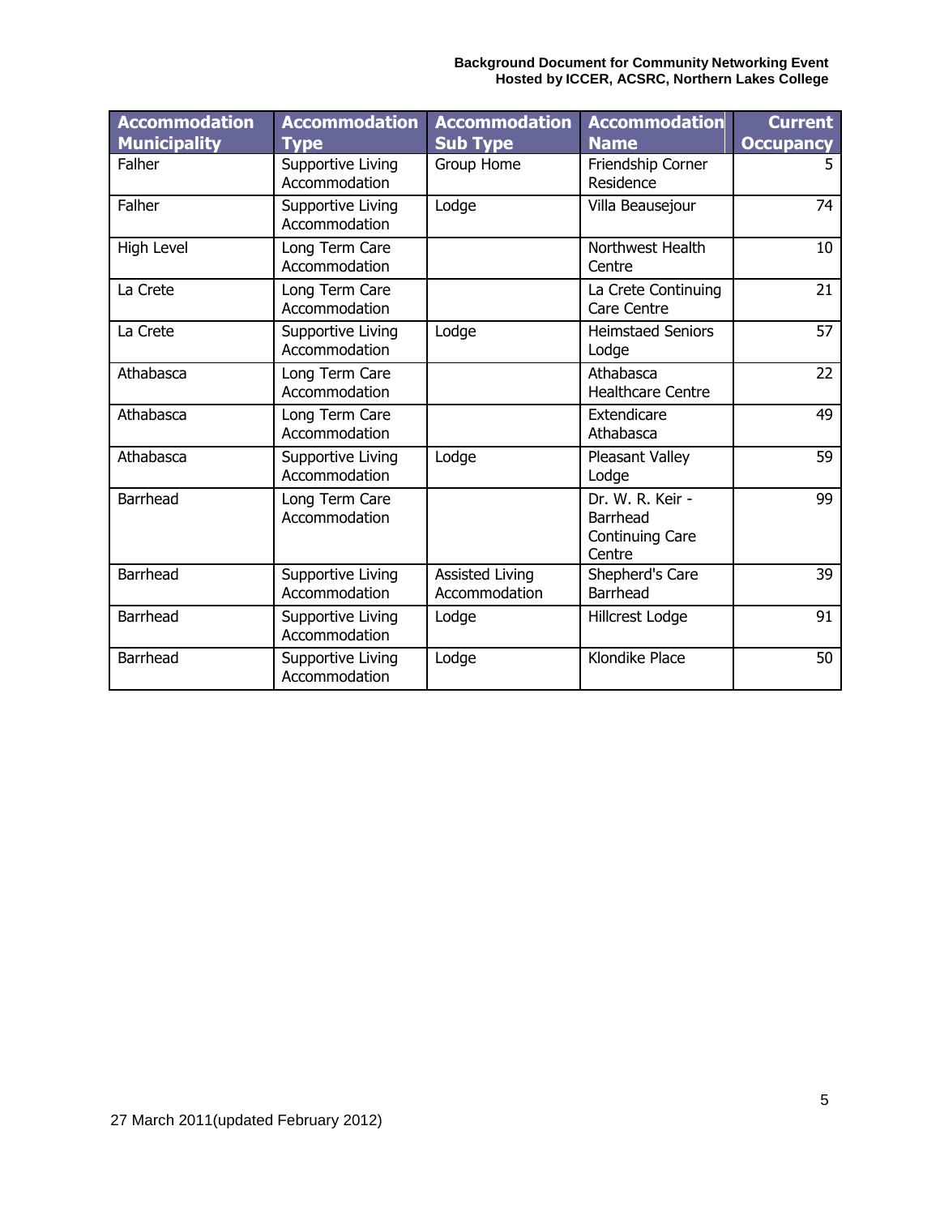| Accommodation Municipality | Accommodation Type | Accommodation Sub Type | Accommodation Name | Current Occupancy |
|---|---|---|---|---|
| Falher | Supportive Living Accommodation | Group Home | Friendship Corner Residence | 5 |
| Falher | Supportive Living Accommodation | Lodge | Villa Beausejour | 74 |
| High Level | Long Term Care Accommodation | | Northwest Health Centre | 10 |
| La Crete | Long Term Care Accommodation | | La Crete Continuing Care Centre | 21 |
| La Crete | Supportive Living Accommodation | Lodge | Heimstaed Seniors Lodge | 57 |
| Athabasca | Long Term Care Accommodation | | Athabasca Healthcare Centre | 22 |
| Athabasca | Long Term Care Accommodation | | Extendicare Athabasca | 49 |
| Athabasca | Supportive Living Accommodation | Lodge | Pleasant Valley Lodge | 59 |
| Barrhead | Long Term Care Accommodation | | Dr. W. R. Keir - Barrhead Continuing Care Centre | 99 |
| Barrhead | Supportive Living Accommodation | Assisted Living Accommodation | Shepherd's Care Barrhead | 39 |
| Barrhead | Supportive Living Accommodation | Lodge | Hillcrest Lodge | 91 |
| Barrhead | Supportive Living Accommodation | Lodge | Klondike Place | 50 |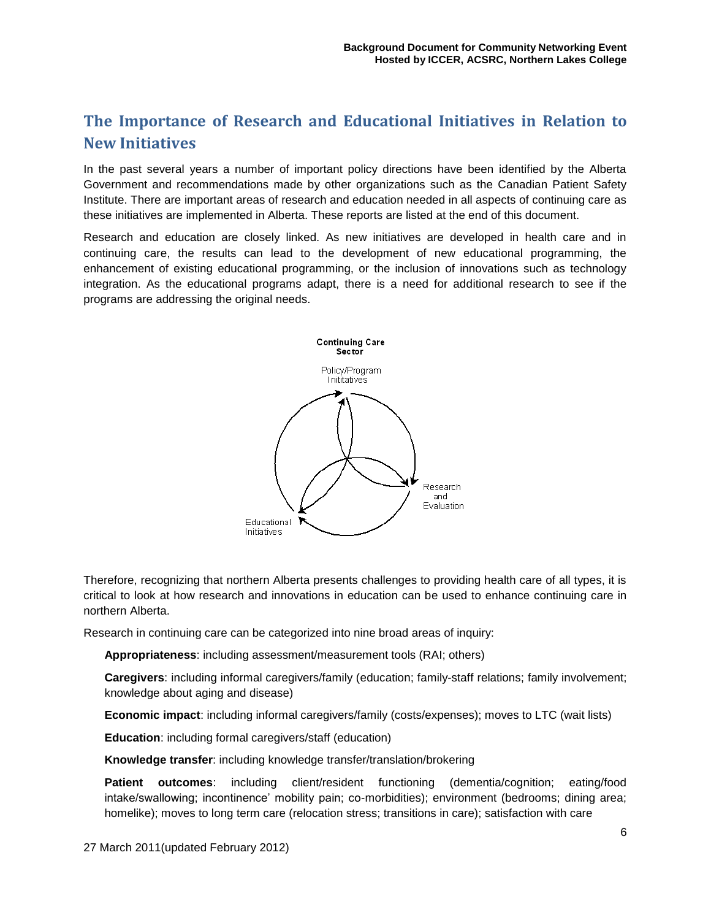## The Importance of Research and Educational Initiatives in Relation to New Initiatives

In the past several years a number of important policy directions have been identified by the Alberta Government and recommendations made by other organizations such as the Canadian Patient Safety Institute. There are important areas of research and education needed in all aspects of continuing care as these initiatives are implemented in Alberta. These reports are listed at the end of this document.

Research and education are closely linked. As new initiatives are developed in health care and in continuing care, the results can lead to the development of new educational programming, the enhancement of existing educational programming, or the inclusion of innovations such as technology integration. As the educational programs adapt, there is a need for additional research to see if the programs are addressing the original needs.

Continuing Care Sector

Policy/Program Inititatives

Research and Evaluation

Educational Initiatives

Therefore, recognizing that northern Alberta presents challenges to providing health care of all types, it is critical to look at how research and innovations in education can be used to enhance continuing care in northern Alberta.

Research in continuing care can be categorized into nine broad areas of inquiry:

**Appropriateness**: including assessment/measurement tools (RAI; others)

**Caregivers**: including informal caregivers/family (education; family-staff relations; family involvement; knowledge about aging and disease)

**Economic impact**: including informal caregivers/family (costs/expenses); moves to LTC (wait lists)

**Education**: including formal caregivers/staff (education)

**Knowledge transfer**: including knowledge transfer/translation/brokering

**Patient outcomes**: including client/resident functioning (dementia/cognition; eating/food intake/swallowing; incontinence' mobility pain; co-morbidities); environment (bedrooms; dining area; homelike); moves to long term care (relocation stress; transitions in care); satisfaction with care

27 March 2011(updated February 2012)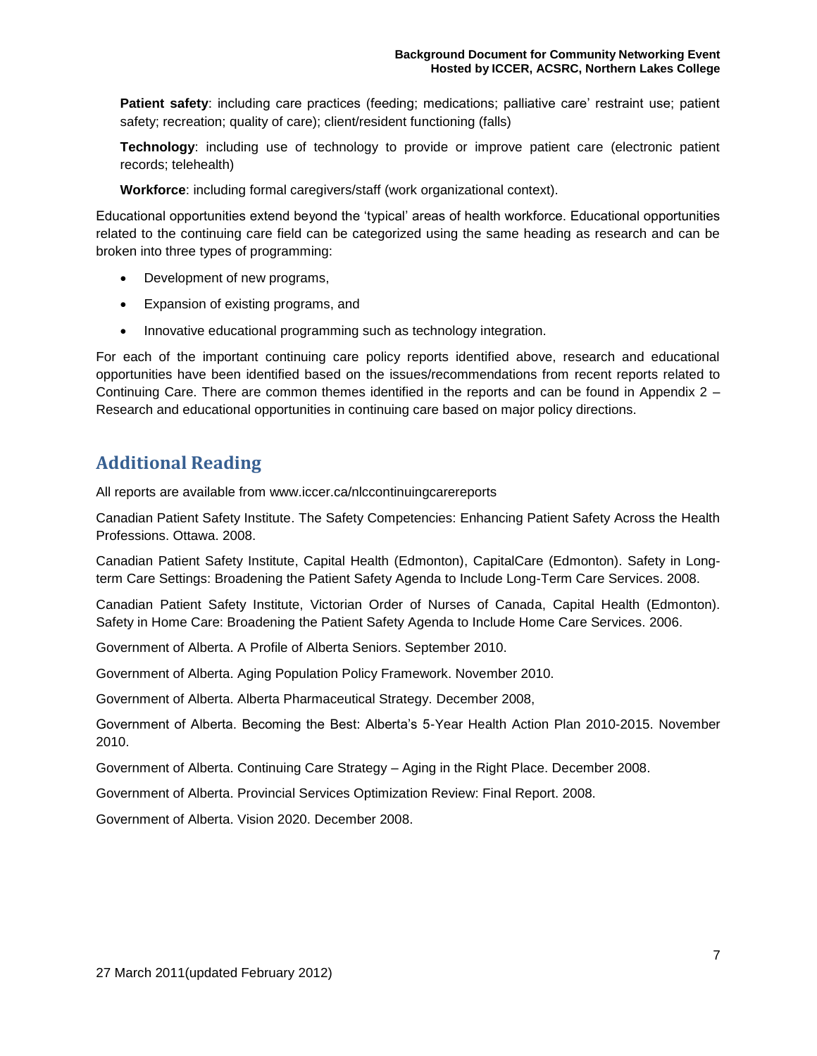**Patient safety**: including care practices (feeding; medications; palliative care' restraint use; patient safety; recreation; quality of care); client/resident functioning (falls)

**Technology**: including use of technology to provide or improve patient care (electronic patient records; telehealth)

**Workforce**: including formal caregivers/staff (work organizational context).

Educational opportunities extend beyond the 'typical' areas of health workforce. Educational opportunities related to the continuing care field can be categorized using the same heading as research and can be broken into three types of programming:

- Development of new programs,
- Expansion of existing programs, and
- Innovative educational programming such as technology integration.

For each of the important continuing care policy reports identified above, research and educational opportunities have been identified based on the issues/recommendations from recent reports related to Continuing Care. There are common themes identified in the reports and can be found in Appendix 2 – Research and educational opportunities in continuing care based on major policy directions.

## Additional Reading

All reports are available from www.iccer.ca/nlccontinuingcarereports

Canadian Patient Safety Institute. The Safety Competencies: Enhancing Patient Safety Across the Health Professions. Ottawa. 2008.

Canadian Patient Safety Institute, Capital Health (Edmonton), CapitalCare (Edmonton). Safety in Long-term Care Settings: Broadening the Patient Safety Agenda to Include Long-Term Care Services. 2008.

Canadian Patient Safety Institute, Victorian Order of Nurses of Canada, Capital Health (Edmonton). Safety in Home Care: Broadening the Patient Safety Agenda to Include Home Care Services. 2006.

Government of Alberta. A Profile of Alberta Seniors. September 2010.

Government of Alberta. Aging Population Policy Framework. November 2010.

Government of Alberta. Alberta Pharmaceutical Strategy. December 2008,

Government of Alberta. Becoming the Best: Alberta's 5-Year Health Action Plan 2010-2015. November 2010.

Government of Alberta. Continuing Care Strategy – Aging in the Right Place. December 2008.

Government of Alberta. Provincial Services Optimization Review: Final Report. 2008.

Government of Alberta. Vision 2020. December 2008.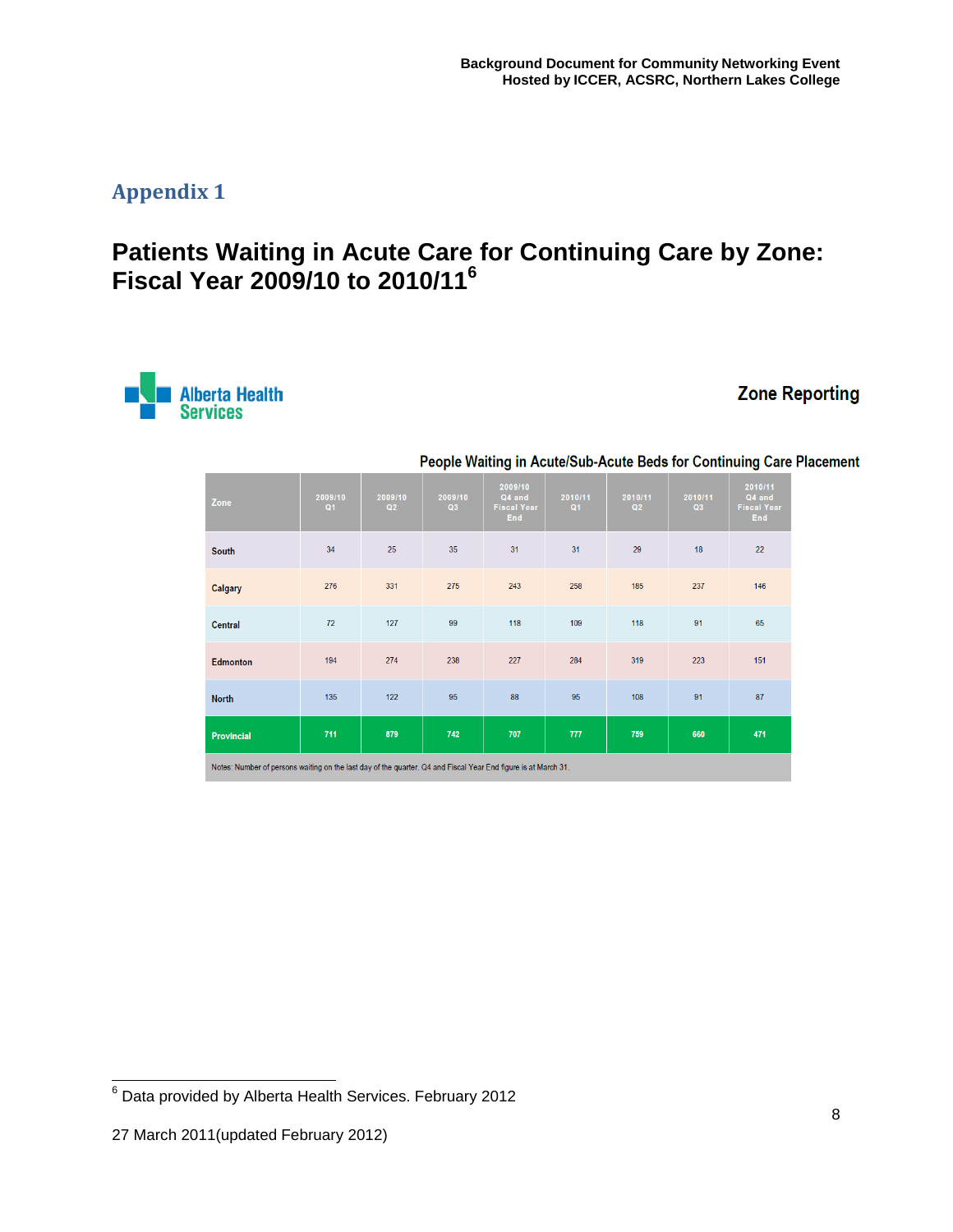# Appendix 1

## Patients Waiting in Acute Care for Continuing Care by Zone: Fiscal Year 2009/10 to 2010/11[6]

Alberta Health Services

**Zone Reporting**

**People Waiting in Acute/Sub-Acute Beds for Continuing Care Placement**

| Zone | 2009/10 Q1 | 2009/10 Q2 | 2009/10 Q3 | 2009/10 Q4 and Fiscal Year End | 2010/11 Q1 | 2010/11 Q2 | 2010/11 Q3 | 2010/11 Q4 and Fiscal Year End |
|---|---|---|---|---|---|---|---|---|
| South | 34 | 25 | 35 | 31 | 31 | 29 | 18 | 22 |
| Calgary | 276 | 331 | 275 | 243 | 258 | 185 | 237 | 146 |
| Central | 72 | 127 | 99 | 118 | 109 | 118 | 91 | 65 |
| Edmonton | 194 | 274 | 238 | 227 | 284 | 319 | 223 | 151 |
| North | 135 | 122 | 95 | 88 | 95 | 108 | 91 | 87 |
| Provincial | 711 | 879 | 742 | 707 | 777 | 759 | 660 | 471 |

Notes: Number of persons waiting on the last day of the quarter. Q4 and Fiscal Year End figure is at March 31.

[6] Data provided by Alberta Health Services. February 2012

27 March 2011(updated February 2012)